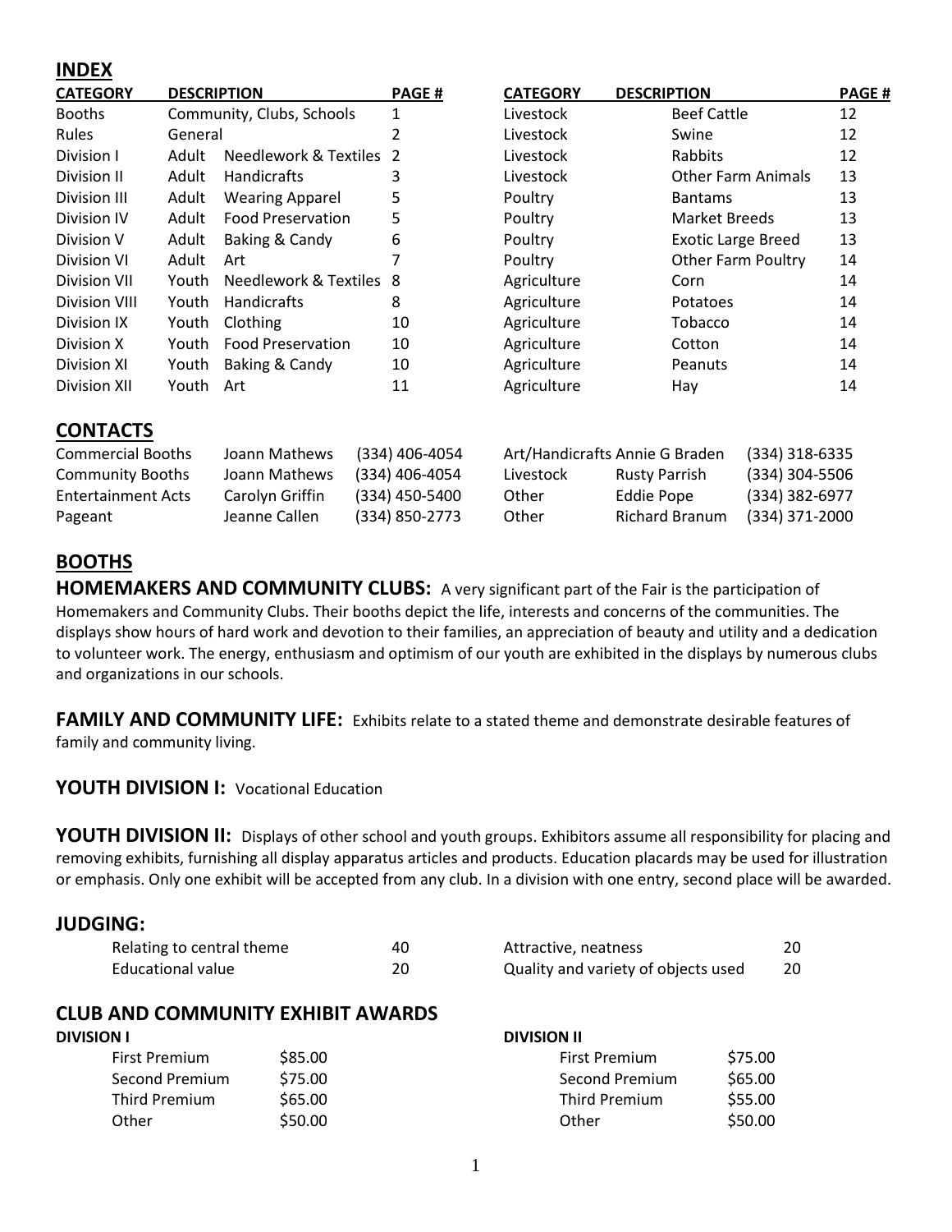## INDEX

| CATEGORY | DESCRIPTION | | PAGE # | CATEGORY | DESCRIPTION | PAGE # |
|---|---|---|---|---|---|---|
| Booths | Community, Clubs, Schools | | 1 | Livestock | Beef Cattle | 12 |
| Rules | General | | 2 | Livestock | Swine | 12 |
| Division I | Adult | Needlework & Textiles | 2 | Livestock | Rabbits | 12 |
| Division II | Adult | Handicrafts | 3 | Livestock | Other Farm Animals | 13 |
| Division III | Adult | Wearing Apparel | 5 | Poultry | Bantams | 13 |
| Division IV | Adult | Food Preservation | 5 | Poultry | Market Breeds | 13 |
| Division V | Adult | Baking & Candy | 6 | Poultry | Exotic Large Breed | 13 |
| Division VI | Adult | Art | 7 | Poultry | Other Farm Poultry | 14 |
| Division VII | Youth | Needlework & Textiles | 8 | Agriculture | Corn | 14 |
| Division VIII | Youth | Handicrafts | 8 | Agriculture | Potatoes | 14 |
| Division IX | Youth | Clothing | 10 | Agriculture | Tobacco | 14 |
| Division X | Youth | Food Preservation | 10 | Agriculture | Cotton | 14 |
| Division XI | Youth | Baking & Candy | 10 | Agriculture | Peanuts | 14 |
| Division XII | Youth | Art | 11 | Agriculture | Hay | 14 |

## CONTACTS

| | | | | | |
|---|---|---|---|---|---|
| Commercial Booths | Joann Mathews | (334) 406-4054 | Art/Handicrafts | Annie G Braden | (334) 318-6335 |
| Community Booths | Joann Mathews | (334) 406-4054 | Livestock | Rusty Parrish | (334) 304-5506 |
| Entertainment Acts | Carolyn Griffin | (334) 450-5400 | Other | Eddie Pope | (334) 382-6977 |
| Pageant | Jeanne Callen | (334) 850-2773 | Other | Richard Branum | (334) 371-2000 |

## BOOTHS

**HOMEMAKERS AND COMMUNITY CLUBS:** A very significant part of the Fair is the participation of Homemakers and Community Clubs. Their booths depict the life, interests and concerns of the communities. The displays show hours of hard work and devotion to their families, an appreciation of beauty and utility and a dedication to volunteer work. The energy, enthusiasm and optimism of our youth are exhibited in the displays by numerous clubs and organizations in our schools.

**FAMILY AND COMMUNITY LIFE:** Exhibits relate to a stated theme and demonstrate desirable features of family and community living.

**YOUTH DIVISION I:** Vocational Education

**YOUTH DIVISION II:** Displays of other school and youth groups. Exhibitors assume all responsibility for placing and removing exhibits, furnishing all display apparatus articles and products. Education placards may be used for illustration or emphasis. Only one exhibit will be accepted from any club. In a division with one entry, second place will be awarded.

### JUDGING:

| | | | |
|---|---|---|---|
| Relating to central theme | 40 | Attractive, neatness | 20 |
| Educational value | 20 | Quality and variety of objects used | 20 |

### CLUB AND COMMUNITY EXHIBIT AWARDS

**DIVISION I**

| | |
|---|---|
| First Premium | $85.00 |
| Second Premium | $75.00 |
| Third Premium | $65.00 |
| Other | $50.00 |

**DIVISION II**

| | |
|---|---|
| First Premium | $75.00 |
| Second Premium | $65.00 |
| Third Premium | $55.00 |
| Other | $50.00 |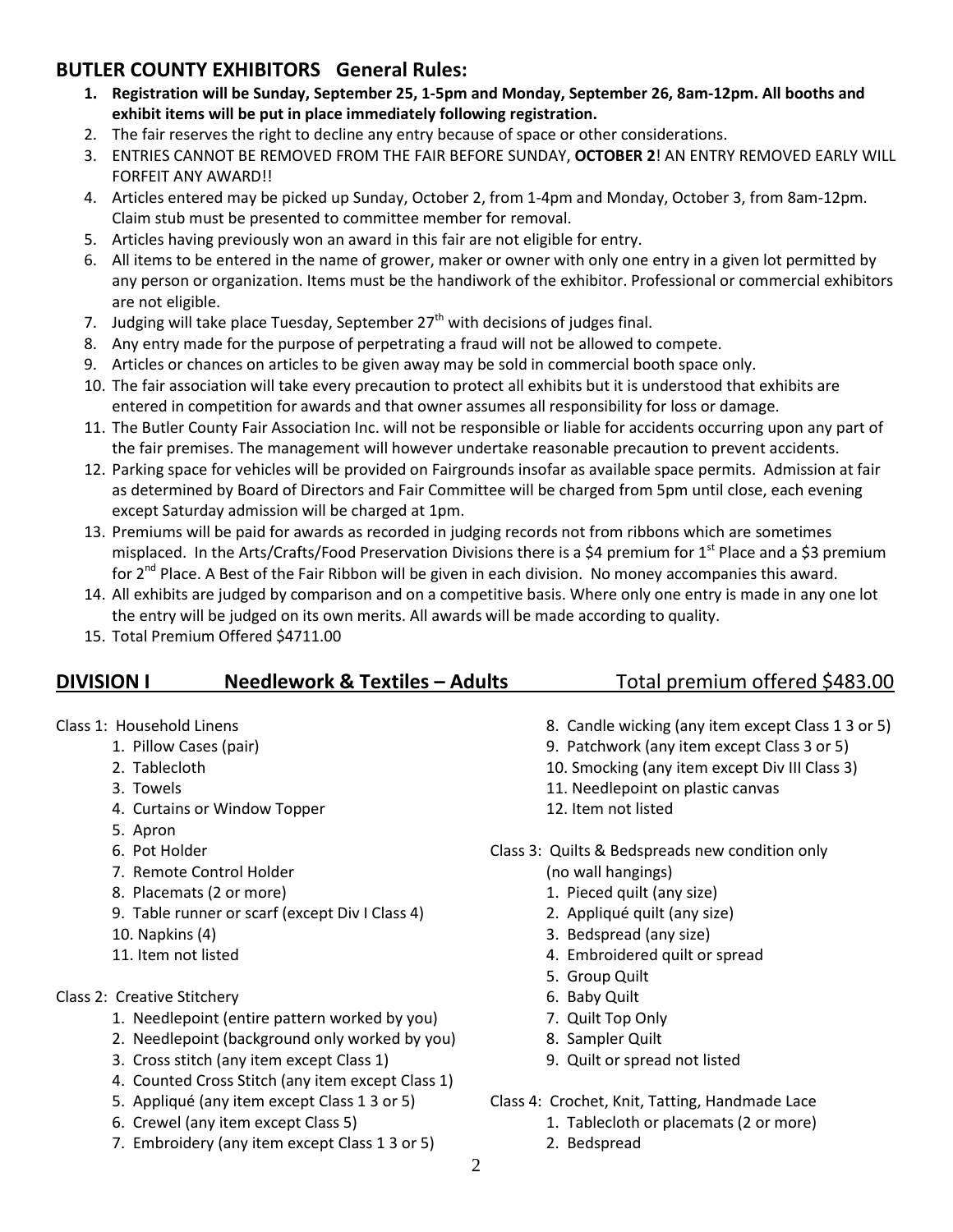## BUTLER COUNTY EXHIBITORS General Rules:

1. **Registration will be Sunday, September 25, 1-5pm and Monday, September 26, 8am-12pm. All booths and exhibit items will be put in place immediately following registration.**
2. The fair reserves the right to decline any entry because of space or other considerations.
3. ENTRIES CANNOT BE REMOVED FROM THE FAIR BEFORE SUNDAY, **OCTOBER 2**! AN ENTRY REMOVED EARLY WILL FORFEIT ANY AWARD!!
4. Articles entered may be picked up Sunday, October 2, from 1-4pm and Monday, October 3, from 8am-12pm. Claim stub must be presented to committee member for removal.
5. Articles having previously won an award in this fair are not eligible for entry.
6. All items to be entered in the name of grower, maker or owner with only one entry in a given lot permitted by any person or organization. Items must be the handiwork of the exhibitor. Professional or commercial exhibitors are not eligible.
7. Judging will take place Tuesday, September 27th with decisions of judges final.
8. Any entry made for the purpose of perpetrating a fraud will not be allowed to compete.
9. Articles or chances on articles to be given away may be sold in commercial booth space only.
10. The fair association will take every precaution to protect all exhibits but it is understood that exhibits are entered in competition for awards and that owner assumes all responsibility for loss or damage.
11. The Butler County Fair Association Inc. will not be responsible or liable for accidents occurring upon any part of the fair premises. The management will however undertake reasonable precaution to prevent accidents.
12. Parking space for vehicles will be provided on Fairgrounds insofar as available space permits. Admission at fair as determined by Board of Directors and Fair Committee will be charged from 5pm until close, each evening except Saturday admission will be charged at 1pm.
13. Premiums will be paid for awards as recorded in judging records not from ribbons which are sometimes misplaced. In the Arts/Crafts/Food Preservation Divisions there is a $4 premium for 1st Place and a $3 premium for 2nd Place. A Best of the Fair Ribbon will be given in each division. No money accompanies this award.
14. All exhibits are judged by comparison and on a competitive basis. Where only one entry is made in any one lot the entry will be judged on its own merits. All awards will be made according to quality.
15. Total Premium Offered $4711.00

## DIVISION I Needlework & Textiles – Adults Total premium offered $483.00

Class 1: Household Linens
1. Pillow Cases (pair)
2. Tablecloth
3. Towels
4. Curtains or Window Topper
5. Apron
6. Pot Holder
7. Remote Control Holder
8. Placemats (2 or more)
9. Table runner or scarf (except Div I Class 4)
10. Napkins (4)
11. Item not listed

Class 2: Creative Stitchery
1. Needlepoint (entire pattern worked by you)
2. Needlepoint (background only worked by you)
3. Cross stitch (any item except Class 1)
4. Counted Cross Stitch (any item except Class 1)
5. Appliqué (any item except Class 1 3 or 5)
6. Crewel (any item except Class 5)
7. Embroidery (any item except Class 1 3 or 5)
8. Candle wicking (any item except Class 1 3 or 5)
9. Patchwork (any item except Class 3 or 5)
10. Smocking (any item except Div III Class 3)
11. Needlepoint on plastic canvas
12. Item not listed

Class 3: Quilts & Bedspreads new condition only (no wall hangings)
1. Pieced quilt (any size)
2. Appliqué quilt (any size)
3. Bedspread (any size)
4. Embroidered quilt or spread
5. Group Quilt
6. Baby Quilt
7. Quilt Top Only
8. Sampler Quilt
9. Quilt or spread not listed

Class 4: Crochet, Knit, Tatting, Handmade Lace
1. Tablecloth or placemats (2 or more)
2. Bedspread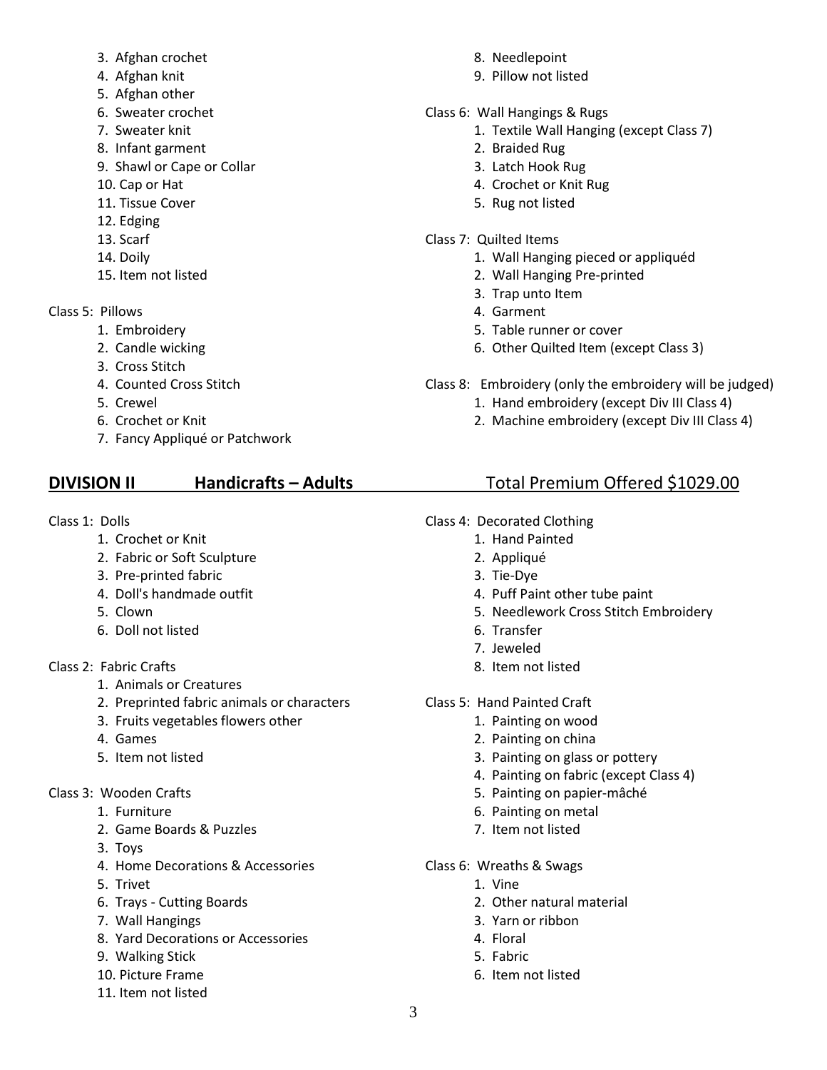3. Afghan crochet
4. Afghan knit
5. Afghan other
6. Sweater crochet
7. Sweater knit
8. Infant garment
9. Shawl or Cape or Collar
10. Cap or Hat
11. Tissue Cover
12. Edging
13. Scarf
14. Doily
15. Item not listed

Class 5: Pillows

1. Embroidery
2. Candle wicking
3. Cross Stitch
4. Counted Cross Stitch
5. Crewel
6. Crochet or Knit
7. Fancy Appliqué or Patchwork
8. Needlepoint
9. Pillow not listed

Class 6: Wall Hangings & Rugs

1. Textile Wall Hanging (except Class 7)
2. Braided Rug
3. Latch Hook Rug
4. Crochet or Knit Rug
5. Rug not listed

Class 7: Quilted Items

1. Wall Hanging pieced or appliquéd
2. Wall Hanging Pre-printed
3. Trap unto Item
4. Garment
5. Table runner or cover
6. Other Quilted Item (except Class 3)

Class 8: Embroidery (only the embroidery will be judged)

1. Hand embroidery (except Div III Class 4)
2. Machine embroidery (except Div III Class 4)

## DIVISION II Handicrafts – Adults Total Premium Offered $1029.00

Class 1: Dolls

1. Crochet or Knit
2. Fabric or Soft Sculpture
3. Pre-printed fabric
4. Doll's handmade outfit
5. Clown
6. Doll not listed

Class 2: Fabric Crafts

1. Animals or Creatures
2. Preprinted fabric animals or characters
3. Fruits vegetables flowers other
4. Games
5. Item not listed

Class 3: Wooden Crafts

1. Furniture
2. Game Boards & Puzzles
3. Toys
4. Home Decorations & Accessories
5. Trivet
6. Trays - Cutting Boards
7. Wall Hangings
8. Yard Decorations or Accessories
9. Walking Stick
10. Picture Frame
11. Item not listed

Class 4: Decorated Clothing

1. Hand Painted
2. Appliqué
3. Tie-Dye
4. Puff Paint other tube paint
5. Needlework Cross Stitch Embroidery
6. Transfer
7. Jeweled
8. Item not listed

Class 5: Hand Painted Craft

1. Painting on wood
2. Painting on china
3. Painting on glass or pottery
4. Painting on fabric (except Class 4)
5. Painting on papier-mâché
6. Painting on metal
7. Item not listed

Class 6: Wreaths & Swags

1. Vine
2. Other natural material
3. Yarn or ribbon
4. Floral
5. Fabric
6. Item not listed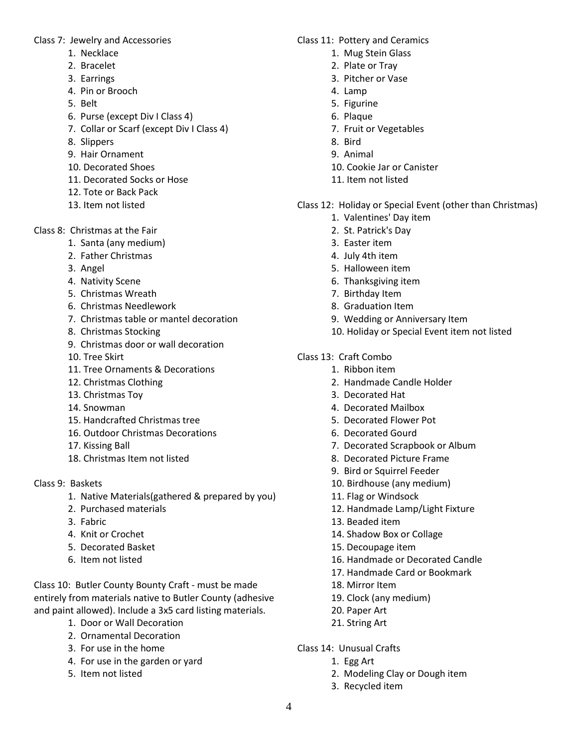Class 7: Jewelry and Accessories

1. Necklace
2. Bracelet
3. Earrings
4. Pin or Brooch
5. Belt
6. Purse (except Div I Class 4)
7. Collar or Scarf (except Div I Class 4)
8. Slippers
9. Hair Ornament
10. Decorated Shoes
11. Decorated Socks or Hose
12. Tote or Back Pack
13. Item not listed

Class 8: Christmas at the Fair

1. Santa (any medium)
2. Father Christmas
3. Angel
4. Nativity Scene
5. Christmas Wreath
6. Christmas Needlework
7. Christmas table or mantel decoration
8. Christmas Stocking
9. Christmas door or wall decoration
10. Tree Skirt
11. Tree Ornaments & Decorations
12. Christmas Clothing
13. Christmas Toy
14. Snowman
15. Handcrafted Christmas tree
16. Outdoor Christmas Decorations
17. Kissing Ball
18. Christmas Item not listed

Class 9: Baskets

1. Native Materials(gathered & prepared by you)
2. Purchased materials
3. Fabric
4. Knit or Crochet
5. Decorated Basket
6. Item not listed

Class 10: Butler County Bounty Craft - must be made entirely from materials native to Butler County (adhesive and paint allowed). Include a 3x5 card listing materials.

1. Door or Wall Decoration
2. Ornamental Decoration
3. For use in the home
4. For use in the garden or yard
5. Item not listed

Class 11: Pottery and Ceramics

1. Mug Stein Glass
2. Plate or Tray
3. Pitcher or Vase
4. Lamp
5. Figurine
6. Plaque
7. Fruit or Vegetables
8. Bird
9. Animal
10. Cookie Jar or Canister
11. Item not listed

Class 12: Holiday or Special Event (other than Christmas)

1. Valentines' Day item
2. St. Patrick's Day
3. Easter item
4. July 4th item
5. Halloween item
6. Thanksgiving item
7. Birthday Item
8. Graduation Item
9. Wedding or Anniversary Item
10. Holiday or Special Event item not listed

Class 13: Craft Combo

1. Ribbon item
2. Handmade Candle Holder
3. Decorated Hat
4. Decorated Mailbox
5. Decorated Flower Pot
6. Decorated Gourd
7. Decorated Scrapbook or Album
8. Decorated Picture Frame
9. Bird or Squirrel Feeder
10. Birdhouse (any medium)
11. Flag or Windsock
12. Handmade Lamp/Light Fixture
13. Beaded item
14. Shadow Box or Collage
15. Decoupage item
16. Handmade or Decorated Candle
17. Handmade Card or Bookmark
18. Mirror Item
19. Clock (any medium)
20. Paper Art
21. String Art

Class 14: Unusual Crafts

1. Egg Art
2. Modeling Clay or Dough item
3. Recycled item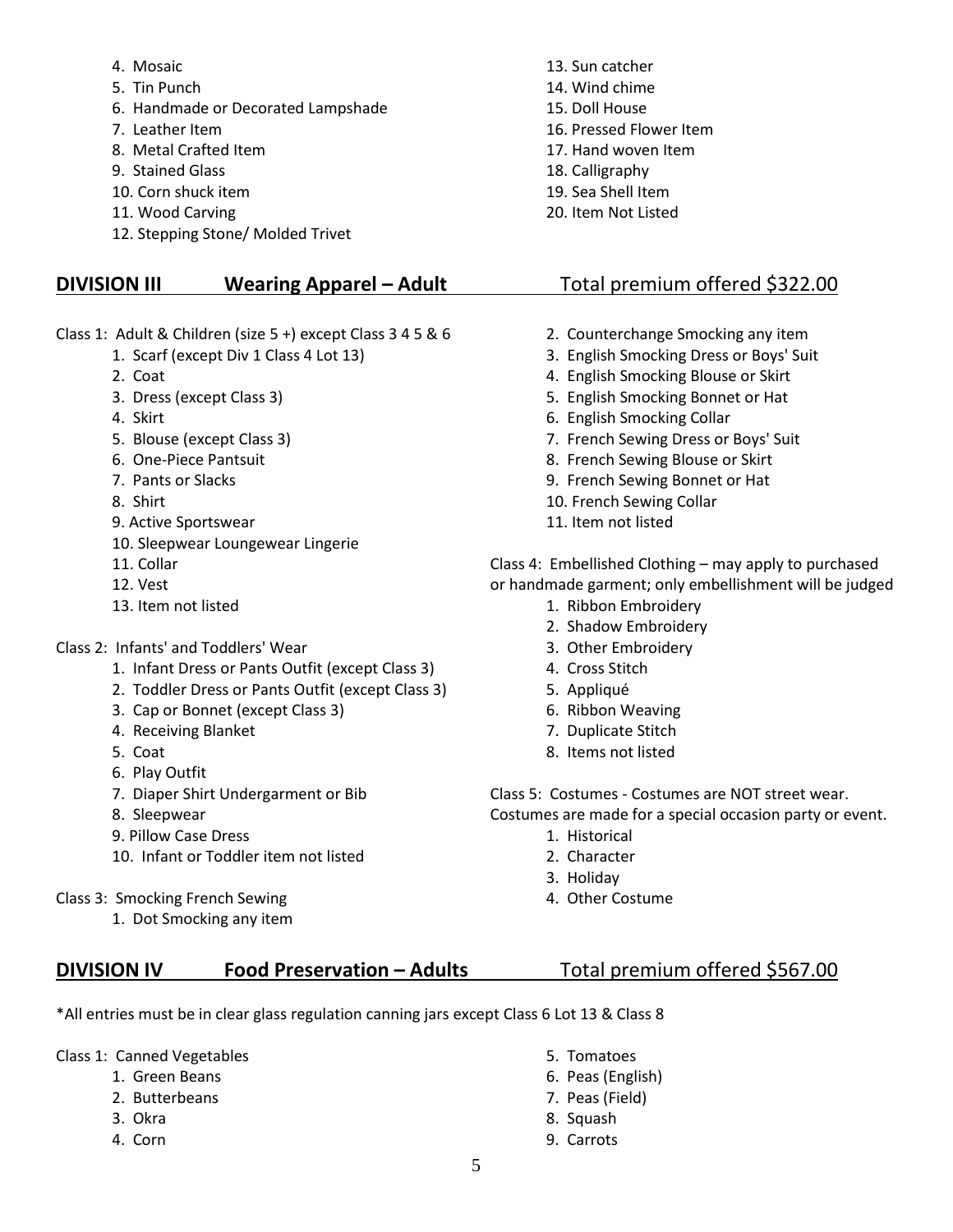4. Mosaic
5. Tin Punch
6. Handmade or Decorated Lampshade
7. Leather Item
8. Metal Crafted Item
9. Stained Glass
10. Corn shuck item
11. Wood Carving
12. Stepping Stone/ Molded Trivet
13. Sun catcher
14. Wind chime
15. Doll House
16. Pressed Flower Item
17. Hand woven Item
18. Calligraphy
19. Sea Shell Item
20. Item Not Listed

## DIVISION III Wearing Apparel – Adult Total premium offered $322.00

Class 1: Adult & Children (size 5 +) except Class 3 4 5 & 6

1. Scarf (except Div 1 Class 4 Lot 13)
2. Coat
3. Dress (except Class 3)
4. Skirt
5. Blouse (except Class 3)
6. One-Piece Pantsuit
7. Pants or Slacks
8. Shirt
9. Active Sportswear
10. Sleepwear Loungewear Lingerie
11. Collar
12. Vest
13. Item not listed

Class 2: Infants' and Toddlers' Wear

1. Infant Dress or Pants Outfit (except Class 3)
2. Toddler Dress or Pants Outfit (except Class 3)
3. Cap or Bonnet (except Class 3)
4. Receiving Blanket
5. Coat
6. Play Outfit
7. Diaper Shirt Undergarment or Bib
8. Sleepwear
9. Pillow Case Dress
10. Infant or Toddler item not listed

Class 3: Smocking French Sewing

1. Dot Smocking any item
2. Counterchange Smocking any item
3. English Smocking Dress or Boys' Suit
4. English Smocking Blouse or Skirt
5. English Smocking Bonnet or Hat
6. English Smocking Collar
7. French Sewing Dress or Boys' Suit
8. French Sewing Blouse or Skirt
9. French Sewing Bonnet or Hat
10. French Sewing Collar
11. Item not listed

Class 4: Embellished Clothing – may apply to purchased or handmade garment; only embellishment will be judged

1. Ribbon Embroidery
2. Shadow Embroidery
3. Other Embroidery
4. Cross Stitch
5. Appliqué
6. Ribbon Weaving
7. Duplicate Stitch
8. Items not listed

Class 5: Costumes - Costumes are NOT street wear. Costumes are made for a special occasion party or event.

1. Historical
2. Character
3. Holiday
4. Other Costume

## DIVISION IV Food Preservation – Adults Total premium offered $567.00

*All entries must be in clear glass regulation canning jars except Class 6 Lot 13 & Class 8

Class 1: Canned Vegetables

1. Green Beans
2. Butterbeans
3. Okra
4. Corn
5. Tomatoes
6. Peas (English)
7. Peas (Field)
8. Squash
9. Carrots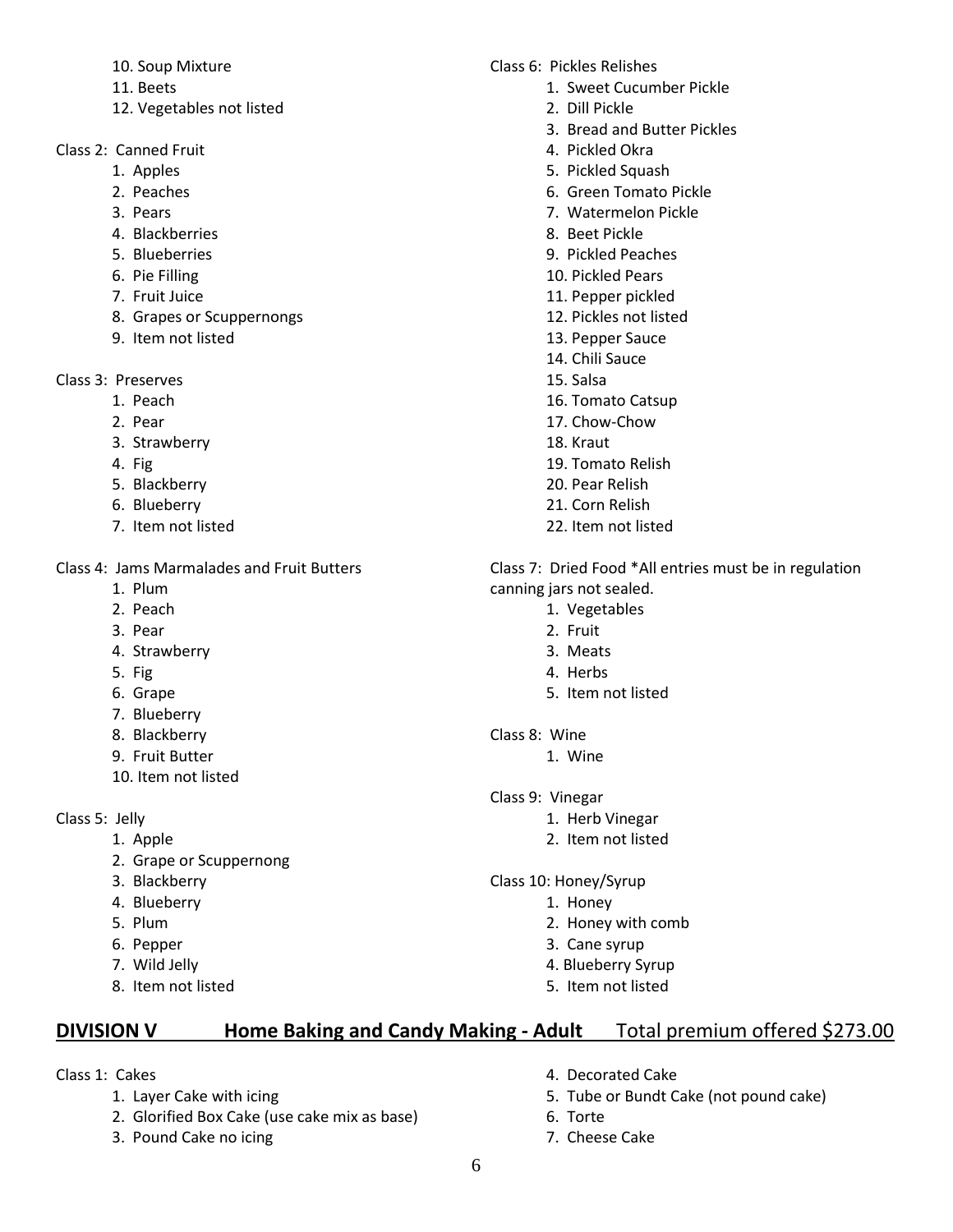10. Soup Mixture
11. Beets
12. Vegetables not listed

Class 2: Canned Fruit

1. Apples
2. Peaches
3. Pears
4. Blackberries
5. Blueberries
6. Pie Filling
7. Fruit Juice
8. Grapes or Scuppernongs
9. Item not listed

Class 3: Preserves

1. Peach
2. Pear
3. Strawberry
4. Fig
5. Blackberry
6. Blueberry
7. Item not listed

Class 4: Jams Marmalades and Fruit Butters

1. Plum
2. Peach
3. Pear
4. Strawberry
5. Fig
6. Grape
7. Blueberry
8. Blackberry
9. Fruit Butter
10. Item not listed

Class 5: Jelly

1. Apple
2. Grape or Scuppernong
3. Blackberry
4. Blueberry
5. Plum
6. Pepper
7. Wild Jelly
8. Item not listed

Class 6: Pickles Relishes

1. Sweet Cucumber Pickle
2. Dill Pickle
3. Bread and Butter Pickles
4. Pickled Okra
5. Pickled Squash
6. Green Tomato Pickle
7. Watermelon Pickle
8. Beet Pickle
9. Pickled Peaches
10. Pickled Pears
11. Pepper pickled
12. Pickles not listed
13. Pepper Sauce
14. Chili Sauce
15. Salsa
16. Tomato Catsup
17. Chow-Chow
18. Kraut
19. Tomato Relish
20. Pear Relish
21. Corn Relish
22. Item not listed

Class 7: Dried Food *All entries must be in regulation canning jars not sealed.

1. Vegetables
2. Fruit
3. Meats
4. Herbs
5. Item not listed

Class 8: Wine

1. Wine

Class 9: Vinegar

1. Herb Vinegar
2. Item not listed

Class 10: Honey/Syrup

1. Honey
2. Honey with comb
3. Cane syrup
4. Blueberry Syrup
5. Item not listed

## DIVISION V Home Baking and Candy Making - Adult Total premium offered $273.00

Class 1: Cakes

1. Layer Cake with icing
2. Glorified Box Cake (use cake mix as base)
3. Pound Cake no icing
4. Decorated Cake
5. Tube or Bundt Cake (not pound cake)
6. Torte
7. Cheese Cake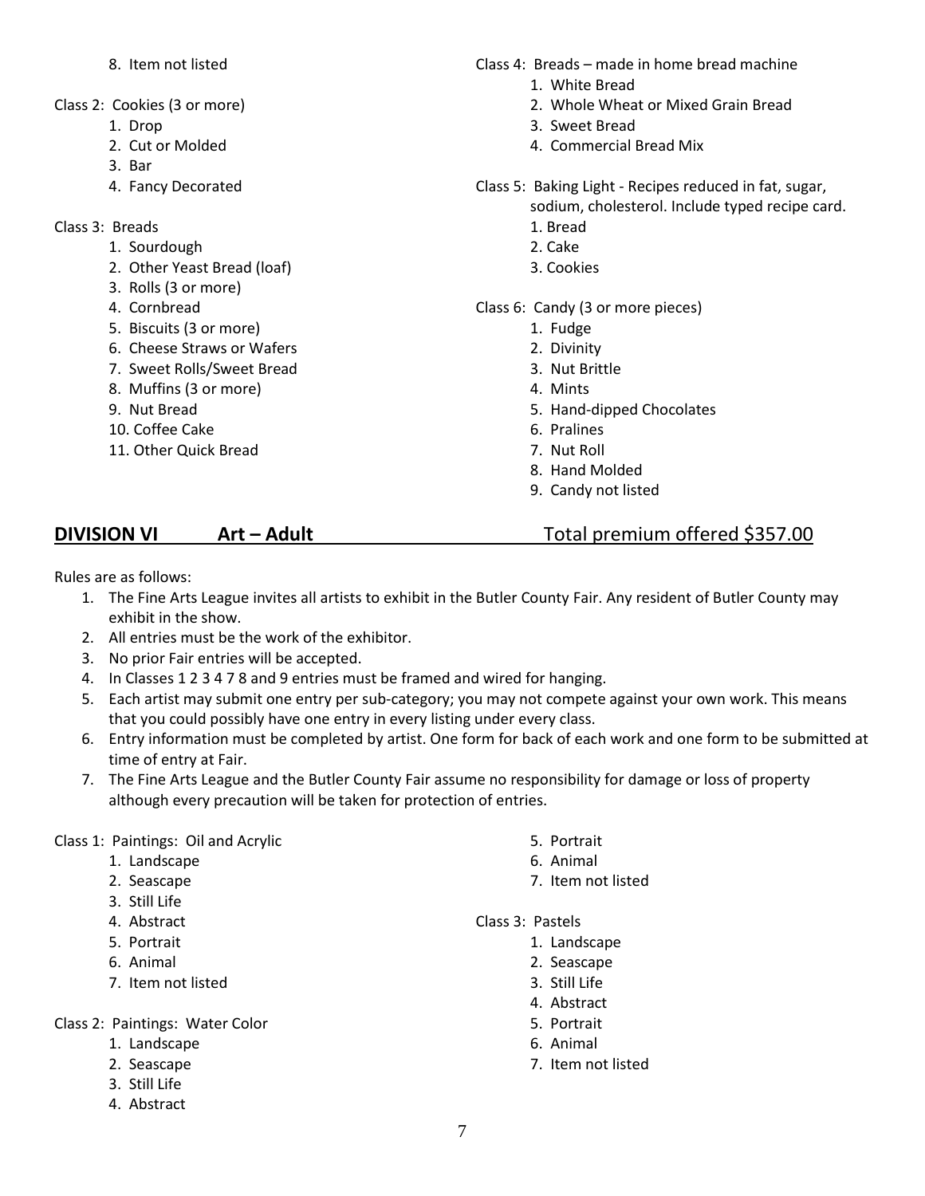8. Item not listed

Class 2: Cookies (3 or more)

1. Drop
2. Cut or Molded
3. Bar
4. Fancy Decorated

Class 3: Breads

1. Sourdough
2. Other Yeast Bread (loaf)
3. Rolls (3 or more)
4. Cornbread
5. Biscuits (3 or more)
6. Cheese Straws or Wafers
7. Sweet Rolls/Sweet Bread
8. Muffins (3 or more)
9. Nut Bread
10. Coffee Cake
11. Other Quick Bread

Class 4: Breads – made in home bread machine

1. White Bread
2. Whole Wheat or Mixed Grain Bread
3. Sweet Bread
4. Commercial Bread Mix

Class 5: Baking Light - Recipes reduced in fat, sugar, sodium, cholesterol. Include typed recipe card.

1. Bread
2. Cake
3. Cookies

Class 6: Candy (3 or more pieces)

1. Fudge
2. Divinity
3. Nut Brittle
4. Mints
5. Hand-dipped Chocolates
6. Pralines
7. Nut Roll
8. Hand Molded
9. Candy not listed

## DIVISION VI Art – Adult Total premium offered $357.00

Rules are as follows:

1. The Fine Arts League invites all artists to exhibit in the Butler County Fair. Any resident of Butler County may exhibit in the show.
2. All entries must be the work of the exhibitor.
3. No prior Fair entries will be accepted.
4. In Classes 1 2 3 4 7 8 and 9 entries must be framed and wired for hanging.
5. Each artist may submit one entry per sub-category; you may not compete against your own work. This means that you could possibly have one entry in every listing under every class.
6. Entry information must be completed by artist. One form for back of each work and one form to be submitted at time of entry at Fair.
7. The Fine Arts League and the Butler County Fair assume no responsibility for damage or loss of property although every precaution will be taken for protection of entries.

Class 1: Paintings: Oil and Acrylic

1. Landscape
2. Seascape
3. Still Life
4. Abstract
5. Portrait
6. Animal
7. Item not listed

Class 2: Paintings: Water Color

1. Landscape
2. Seascape
3. Still Life
4. Abstract
5. Portrait
6. Animal
7. Item not listed

Class 3: Pastels

1. Landscape
2. Seascape
3. Still Life
4. Abstract
5. Portrait
6. Animal
7. Item not listed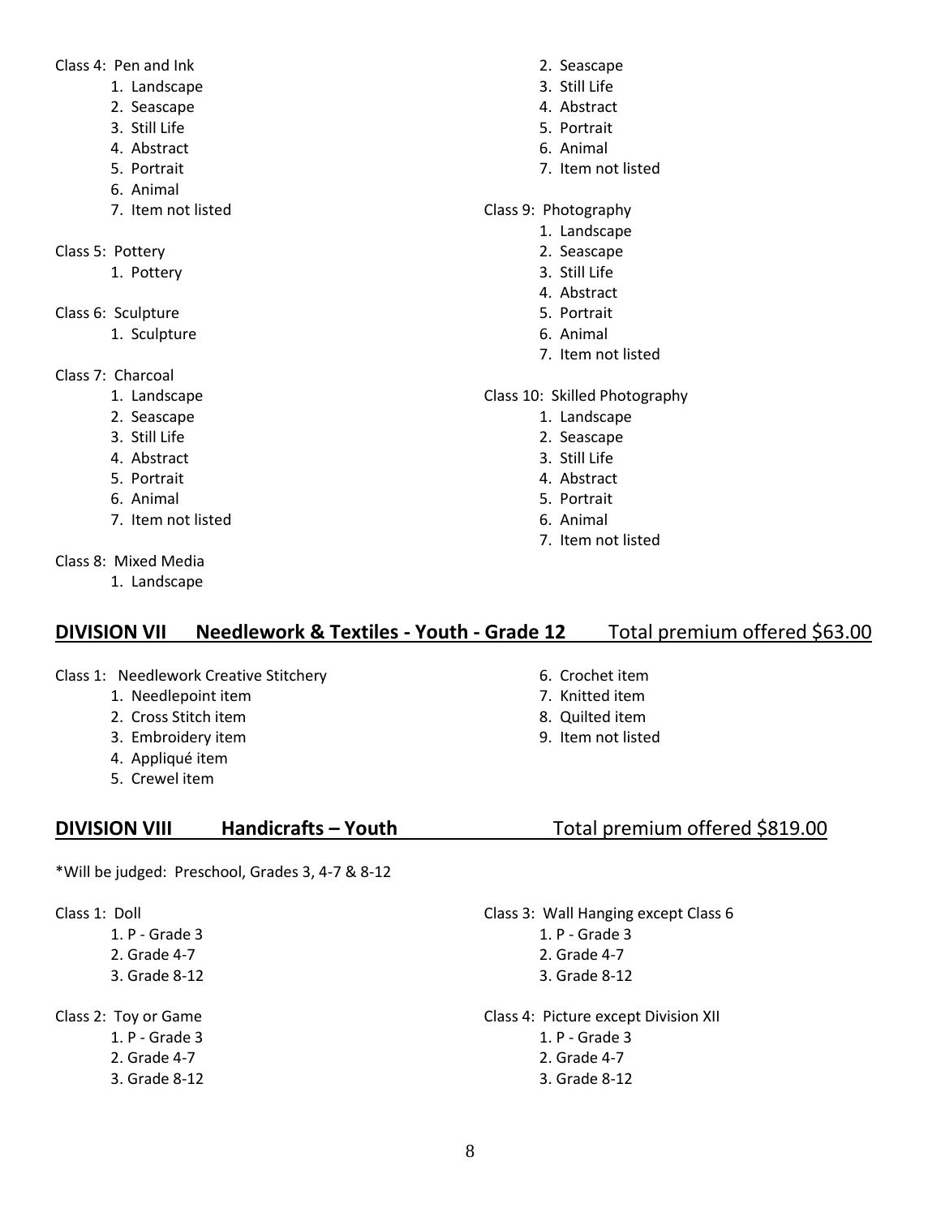Class 4: Pen and Ink

1. Landscape
2. Seascape
3. Still Life
4. Abstract
5. Portrait
6. Animal
7. Item not listed

Class 5: Pottery

1. Pottery

Class 6: Sculpture

1. Sculpture

Class 7: Charcoal

1. Landscape
2. Seascape
3. Still Life
4. Abstract
5. Portrait
6. Animal
7. Item not listed

Class 8: Mixed Media

1. Landscape
2. Seascape
3. Still Life
4. Abstract
5. Portrait
6. Animal
7. Item not listed

Class 9: Photography

1. Landscape
2. Seascape
3. Still Life
4. Abstract
5. Portrait
6. Animal
7. Item not listed

Class 10: Skilled Photography

1. Landscape
2. Seascape
3. Still Life
4. Abstract
5. Portrait
6. Animal
7. Item not listed

## DIVISION VII Needlework & Textiles - Youth - Grade 12 Total premium offered $63.00

Class 1: Needlework Creative Stitchery

1. Needlepoint item
2. Cross Stitch item
3. Embroidery item
4. Appliqué item
5. Crewel item
6. Crochet item
7. Knitted item
8. Quilted item
9. Item not listed

## DIVISION VIII Handicrafts – Youth Total premium offered $819.00

*Will be judged: Preschool, Grades 3, 4-7 & 8-12

Class 1: Doll

1. P - Grade 3
2. Grade 4-7
3. Grade 8-12

Class 2: Toy or Game

1. P - Grade 3
2. Grade 4-7
3. Grade 8-12

Class 3: Wall Hanging except Class 6

1. P - Grade 3
2. Grade 4-7
3. Grade 8-12

Class 4: Picture except Division XII

1. P - Grade 3
2. Grade 4-7
3. Grade 8-12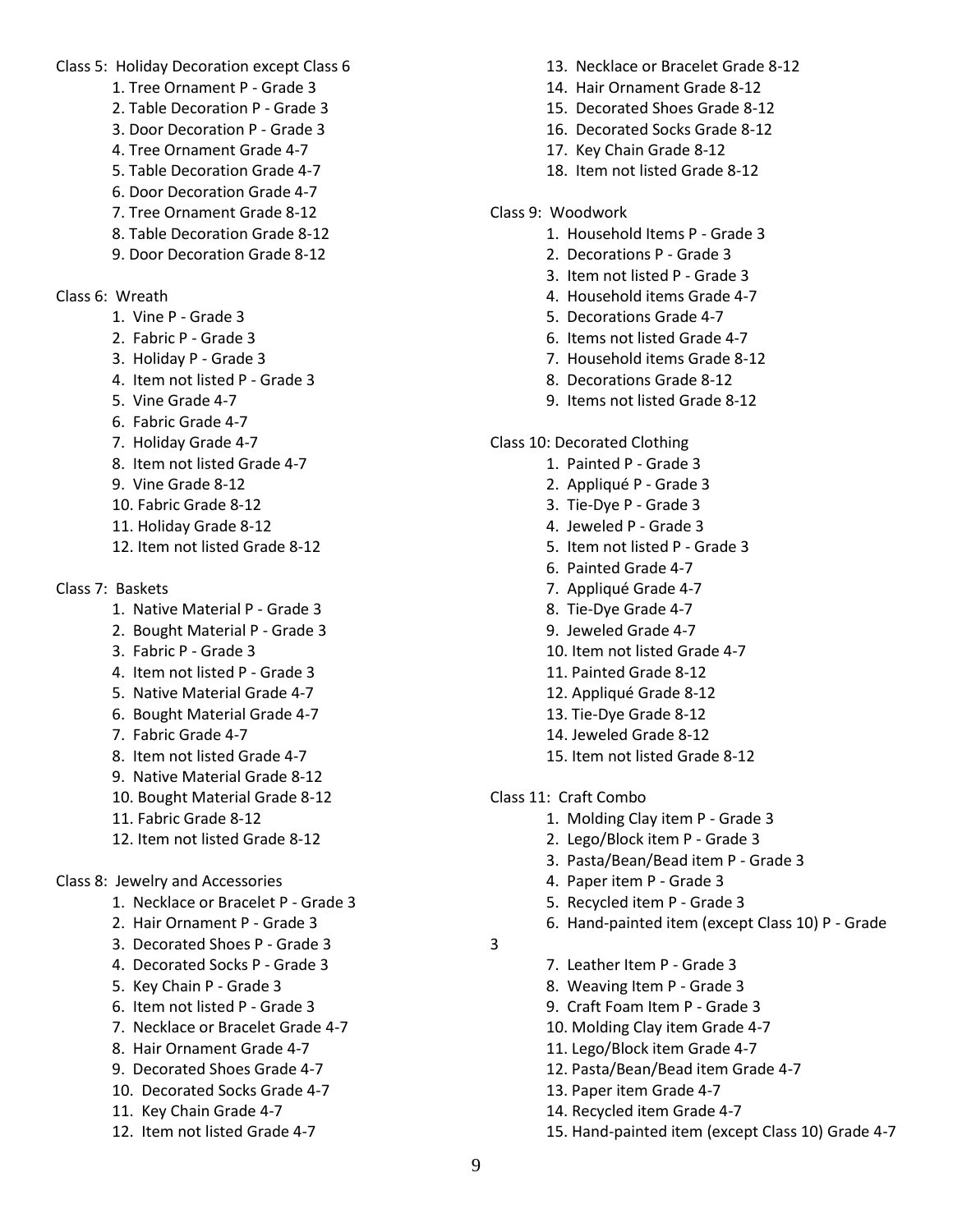Class 5: Holiday Decoration except Class 6

1. Tree Ornament P - Grade 3
2. Table Decoration P - Grade 3
3. Door Decoration P - Grade 3
4. Tree Ornament Grade 4-7
5. Table Decoration Grade 4-7
6. Door Decoration Grade 4-7
7. Tree Ornament Grade 8-12
8. Table Decoration Grade 8-12
9. Door Decoration Grade 8-12

Class 6: Wreath

1. Vine P - Grade 3
2. Fabric P - Grade 3
3. Holiday P - Grade 3
4. Item not listed P - Grade 3
5. Vine Grade 4-7
6. Fabric Grade 4-7
7. Holiday Grade 4-7
8. Item not listed Grade 4-7
9. Vine Grade 8-12
10. Fabric Grade 8-12
11. Holiday Grade 8-12
12. Item not listed Grade 8-12

Class 7: Baskets

1. Native Material P - Grade 3
2. Bought Material P - Grade 3
3. Fabric P - Grade 3
4. Item not listed P - Grade 3
5. Native Material Grade 4-7
6. Bought Material Grade 4-7
7. Fabric Grade 4-7
8. Item not listed Grade 4-7
9. Native Material Grade 8-12
10. Bought Material Grade 8-12
11. Fabric Grade 8-12
12. Item not listed Grade 8-12

Class 8: Jewelry and Accessories

1. Necklace or Bracelet P - Grade 3
2. Hair Ornament P - Grade 3
3. Decorated Shoes P - Grade 3
4. Decorated Socks P - Grade 3
5. Key Chain P - Grade 3
6. Item not listed P - Grade 3
7. Necklace or Bracelet Grade 4-7
8. Hair Ornament Grade 4-7
9. Decorated Shoes Grade 4-7
10. Decorated Socks Grade 4-7
11. Key Chain Grade 4-7
12. Item not listed Grade 4-7
13. Necklace or Bracelet Grade 8-12
14. Hair Ornament Grade 8-12
15. Decorated Shoes Grade 8-12
16. Decorated Socks Grade 8-12
17. Key Chain Grade 8-12
18. Item not listed Grade 8-12

Class 9: Woodwork

1. Household Items P - Grade 3
2. Decorations P - Grade 3
3. Item not listed P - Grade 3
4. Household items Grade 4-7
5. Decorations Grade 4-7
6. Items not listed Grade 4-7
7. Household items Grade 8-12
8. Decorations Grade 8-12
9. Items not listed Grade 8-12

Class 10: Decorated Clothing

1. Painted P - Grade 3
2. Appliqué P - Grade 3
3. Tie-Dye P - Grade 3
4. Jeweled P - Grade 3
5. Item not listed P - Grade 3
6. Painted Grade 4-7
7. Appliqué Grade 4-7
8. Tie-Dye Grade 4-7
9. Jeweled Grade 4-7
10. Item not listed Grade 4-7
11. Painted Grade 8-12
12. Appliqué Grade 8-12
13. Tie-Dye Grade 8-12
14. Jeweled Grade 8-12
15. Item not listed Grade 8-12

Class 11: Craft Combo

1. Molding Clay item P - Grade 3
2. Lego/Block item P - Grade 3
3. Pasta/Bean/Bead item P - Grade 3
4. Paper item P - Grade 3
5. Recycled item P - Grade 3
6. Hand-painted item (except Class 10) P - Grade 3
7. Leather Item P - Grade 3
8. Weaving Item P - Grade 3
9. Craft Foam Item P - Grade 3
10. Molding Clay item Grade 4-7
11. Lego/Block item Grade 4-7
12. Pasta/Bean/Bead item Grade 4-7
13. Paper item Grade 4-7
14. Recycled item Grade 4-7
15. Hand-painted item (except Class 10) Grade 4-7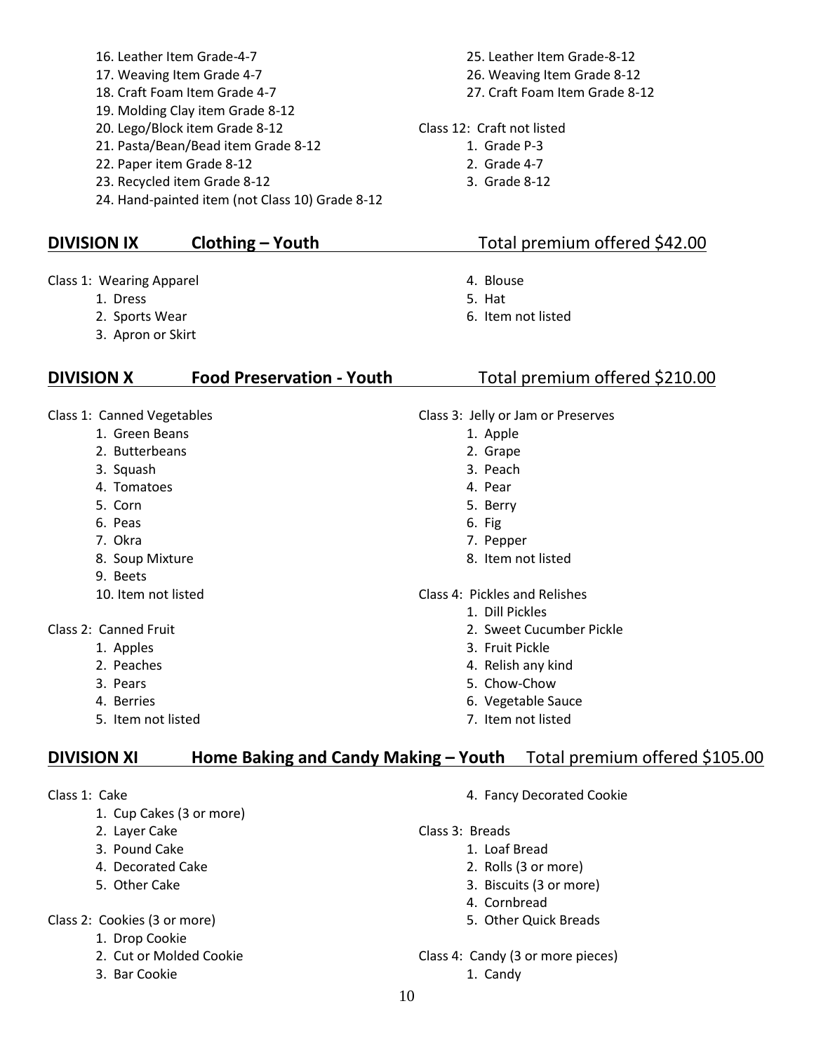16. Leather Item Grade-4-7
17. Weaving Item Grade 4-7
18. Craft Foam Item Grade 4-7
19. Molding Clay item Grade 8-12
20. Lego/Block item Grade 8-12
21. Pasta/Bean/Bead item Grade 8-12
22. Paper item Grade 8-12
23. Recycled item Grade 8-12
24. Hand-painted item (not Class 10) Grade 8-12
25. Leather Item Grade-8-12
26. Weaving Item Grade 8-12
27. Craft Foam Item Grade 8-12

Class 12: Craft not listed

1. Grade P-3
2. Grade 4-7
3. Grade 8-12

## DIVISION IX Clothing – Youth Total premium offered $42.00

Class 1: Wearing Apparel

1. Dress
2. Sports Wear
3. Apron or Skirt
4. Blouse
5. Hat
6. Item not listed

## DIVISION X Food Preservation - Youth Total premium offered $210.00

Class 1: Canned Vegetables

1. Green Beans
2. Butterbeans
3. Squash
4. Tomatoes
5. Corn
6. Peas
7. Okra
8. Soup Mixture
9. Beets
10. Item not listed

Class 2: Canned Fruit

1. Apples
2. Peaches
3. Pears
4. Berries
5. Item not listed

Class 3: Jelly or Jam or Preserves

1. Apple
2. Grape
3. Peach
4. Pear
5. Berry
6. Fig
7. Pepper
8. Item not listed

Class 4: Pickles and Relishes

1. Dill Pickles
2. Sweet Cucumber Pickle
3. Fruit Pickle
4. Relish any kind
5. Chow-Chow
6. Vegetable Sauce
7. Item not listed

## DIVISION XI Home Baking and Candy Making – Youth Total premium offered $105.00

Class 1: Cake

1. Cup Cakes (3 or more)
2. Layer Cake
3. Pound Cake
4. Decorated Cake
5. Other Cake

Class 2: Cookies (3 or more)

1. Drop Cookie
2. Cut or Molded Cookie
3. Bar Cookie
4. Fancy Decorated Cookie

Class 3: Breads

1. Loaf Bread
2. Rolls (3 or more)
3. Biscuits (3 or more)
4. Cornbread
5. Other Quick Breads

Class 4: Candy (3 or more pieces)

1. Candy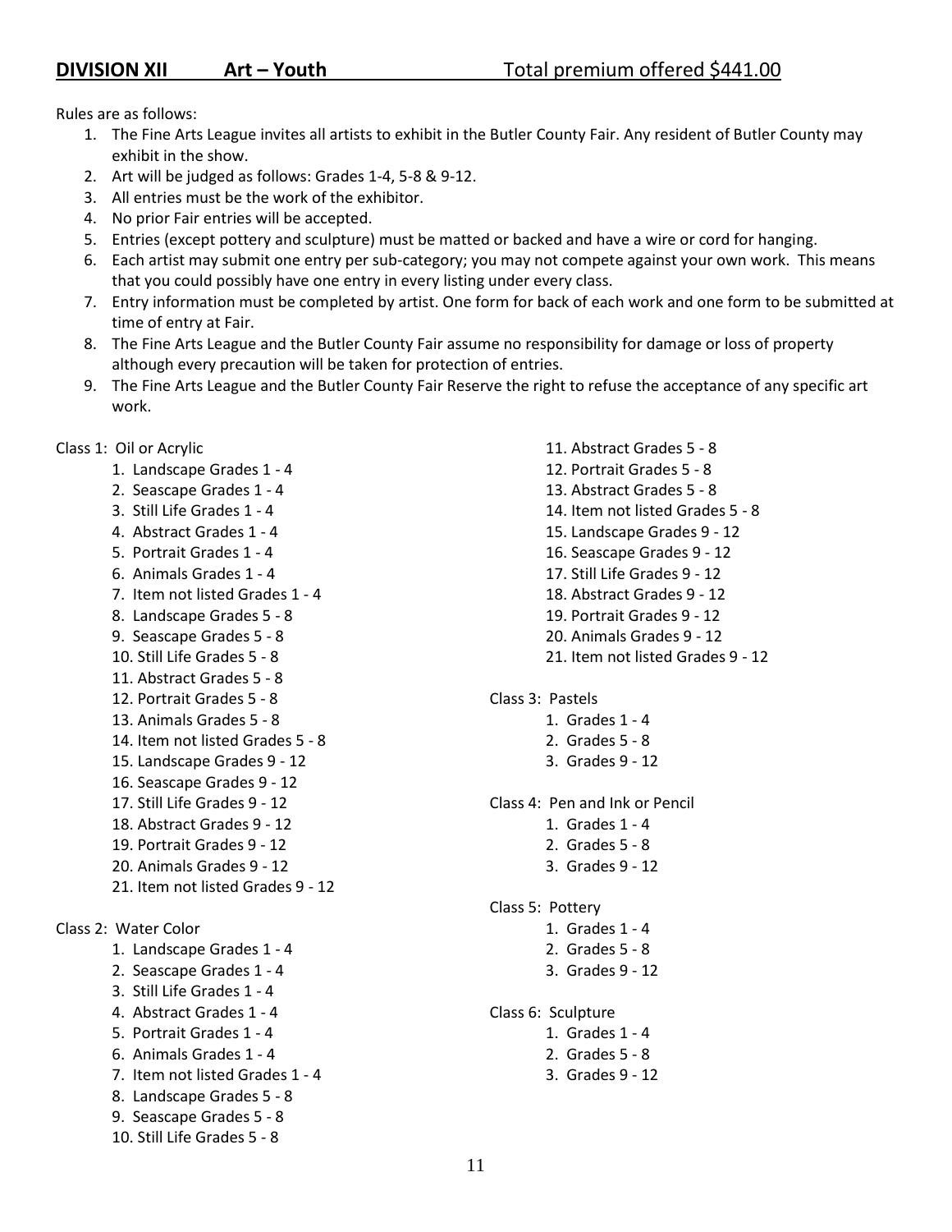## DIVISION XII Art – Youth Total premium offered $441.00

Rules are as follows:

1. The Fine Arts League invites all artists to exhibit in the Butler County Fair. Any resident of Butler County may exhibit in the show.
2. Art will be judged as follows: Grades 1-4, 5-8 & 9-12.
3. All entries must be the work of the exhibitor.
4. No prior Fair entries will be accepted.
5. Entries (except pottery and sculpture) must be matted or backed and have a wire or cord for hanging.
6. Each artist may submit one entry per sub-category; you may not compete against your own work. This means that you could possibly have one entry in every listing under every class.
7. Entry information must be completed by artist. One form for back of each work and one form to be submitted at time of entry at Fair.
8. The Fine Arts League and the Butler County Fair assume no responsibility for damage or loss of property although every precaution will be taken for protection of entries.
9. The Fine Arts League and the Butler County Fair Reserve the right to refuse the acceptance of any specific art work.

Class 1: Oil or Acrylic

1. Landscape Grades 1 - 4
2. Seascape Grades 1 - 4
3. Still Life Grades 1 - 4
4. Abstract Grades 1 - 4
5. Portrait Grades 1 - 4
6. Animals Grades 1 - 4
7. Item not listed Grades 1 - 4
8. Landscape Grades 5 - 8
9. Seascape Grades 5 - 8
10. Still Life Grades 5 - 8
11. Abstract Grades 5 - 8
12. Portrait Grades 5 - 8
13. Animals Grades 5 - 8
14. Item not listed Grades 5 - 8
15. Landscape Grades 9 - 12
16. Seascape Grades 9 - 12
17. Still Life Grades 9 - 12
18. Abstract Grades 9 - 12
19. Portrait Grades 9 - 12
20. Animals Grades 9 - 12
21. Item not listed Grades 9 - 12

Class 2: Water Color

1. Landscape Grades 1 - 4
2. Seascape Grades 1 - 4
3. Still Life Grades 1 - 4
4. Abstract Grades 1 - 4
5. Portrait Grades 1 - 4
6. Animals Grades 1 - 4
7. Item not listed Grades 1 - 4
8. Landscape Grades 5 - 8
9. Seascape Grades 5 - 8
10. Still Life Grades 5 - 8
11. Abstract Grades 5 - 8
12. Portrait Grades 5 - 8
13. Abstract Grades 5 - 8
14. Item not listed Grades 5 - 8
15. Landscape Grades 9 - 12
16. Seascape Grades 9 - 12
17. Still Life Grades 9 - 12
18. Abstract Grades 9 - 12
19. Portrait Grades 9 - 12
20. Animals Grades 9 - 12
21. Item not listed Grades 9 - 12

Class 3: Pastels

1. Grades 1 - 4
2. Grades 5 - 8
3. Grades 9 - 12

Class 4: Pen and Ink or Pencil

1. Grades 1 - 4
2. Grades 5 - 8
3. Grades 9 - 12

Class 5: Pottery

1. Grades 1 - 4
2. Grades 5 - 8
3. Grades 9 - 12

Class 6: Sculpture

1. Grades 1 - 4
2. Grades 5 - 8
3. Grades 9 - 12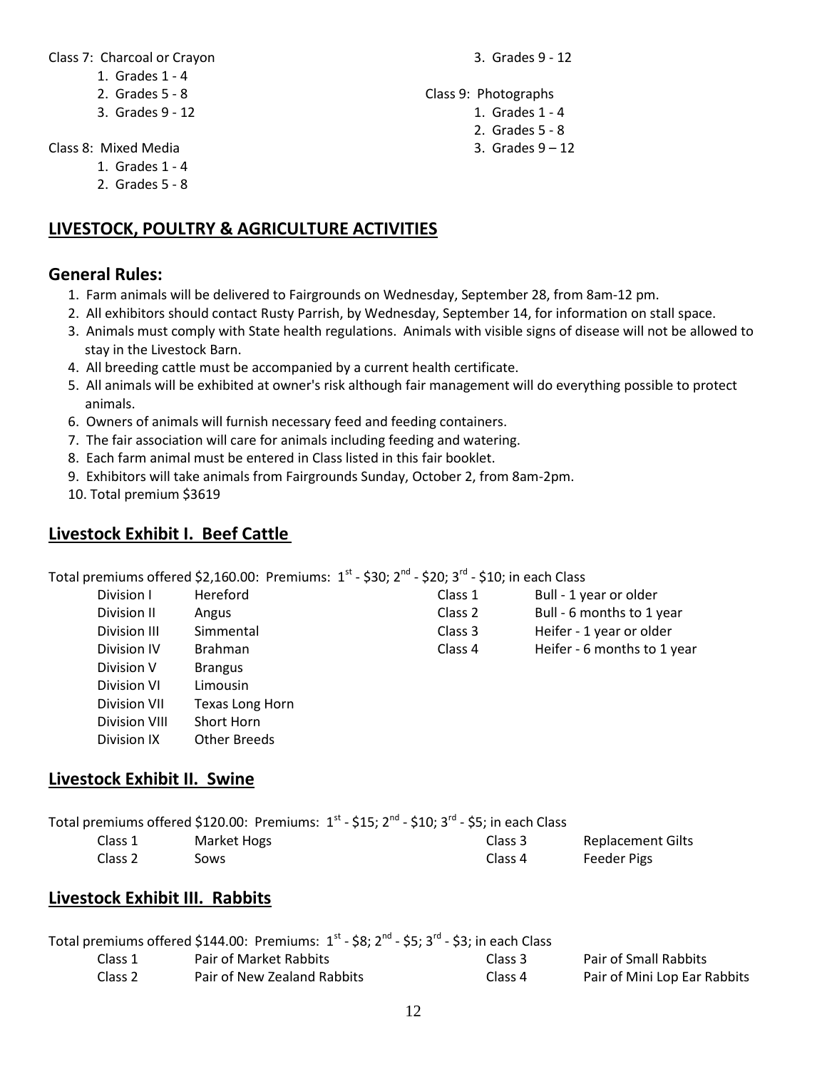Class 7: Charcoal or Crayon

1. Grades 1 - 4
2. Grades 5 - 8
3. Grades 9 - 12

Class 8: Mixed Media

1. Grades 1 - 4
2. Grades 5 - 8
3. Grades 9 - 12

Class 9: Photographs

1. Grades 1 - 4
2. Grades 5 - 8
3. Grades 9 – 12

## LIVESTOCK, POULTRY & AGRICULTURE ACTIVITIES

### General Rules:

1. Farm animals will be delivered to Fairgrounds on Wednesday, September 28, from 8am-12 pm.
2. All exhibitors should contact Rusty Parrish, by Wednesday, September 14, for information on stall space.
3. Animals must comply with State health regulations. Animals with visible signs of disease will not be allowed to stay in the Livestock Barn.
4. All breeding cattle must be accompanied by a current health certificate.
5. All animals will be exhibited at owner's risk although fair management will do everything possible to protect animals.
6. Owners of animals will furnish necessary feed and feeding containers.
7. The fair association will care for animals including feeding and watering.
8. Each farm animal must be entered in Class listed in this fair booklet.
9. Exhibitors will take animals from Fairgrounds Sunday, October 2, from 8am-2pm.
10. Total premium $3619

## Livestock Exhibit I. Beef Cattle

Total premiums offered $2,160.00: Premiums: 1st - $30; 2nd - $20; 3rd - $10; in each Class

| Division | Breed | Class | Description |
|---|---|---|---|
| Division I | Hereford | Class 1 | Bull - 1 year or older |
| Division II | Angus | Class 2 | Bull - 6 months to 1 year |
| Division III | Simmental | Class 3 | Heifer - 1 year or older |
| Division IV | Brahman | Class 4 | Heifer - 6 months to 1 year |
| Division V | Brangus | | |
| Division VI | Limousin | | |
| Division VII | Texas Long Horn | | |
| Division VIII | Short Horn | | |
| Division IX | Other Breeds | | |

## Livestock Exhibit II. Swine

Total premiums offered $120.00: Premiums: 1st - $15; 2nd - $10; 3rd - $5; in each Class

| Class | Description | Class | Description |
|---|---|---|---|
| Class 1 | Market Hogs | Class 3 | Replacement Gilts |
| Class 2 | Sows | Class 4 | Feeder Pigs |

## Livestock Exhibit III. Rabbits

Total premiums offered $144.00: Premiums: 1st - $8; 2nd - $5; 3rd - $3; in each Class

| Class | Description | Class | Description |
|---|---|---|---|
| Class 1 | Pair of Market Rabbits | Class 3 | Pair of Small Rabbits |
| Class 2 | Pair of New Zealand Rabbits | Class 4 | Pair of Mini Lop Ear Rabbits |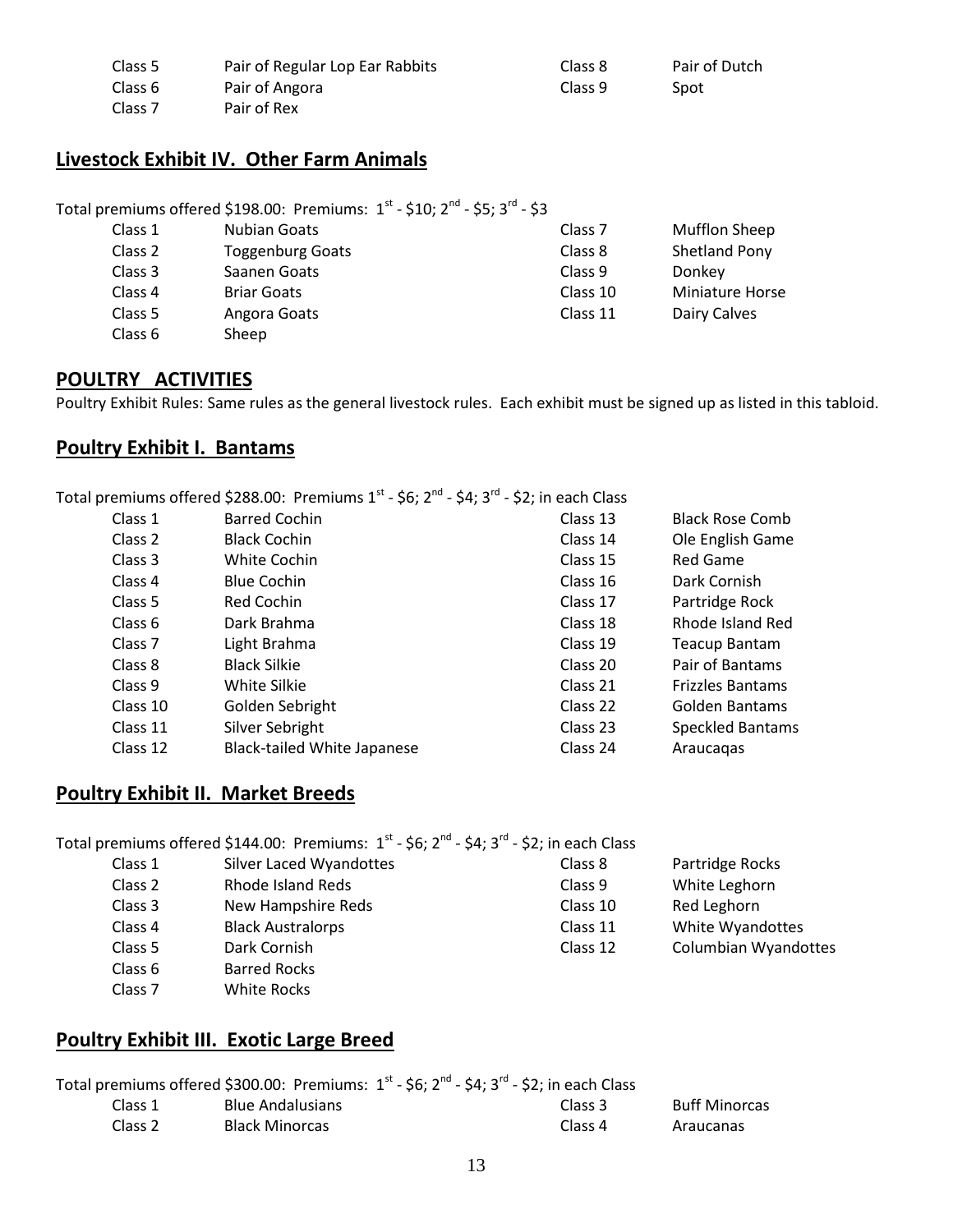| | | | |
|---|---|---|---|
| Class 5 | Pair of Regular Lop Ear Rabbits | Class 8 | Pair of Dutch |
| Class 6 | Pair of Angora | Class 9 | Spot |
| Class 7 | Pair of Rex | | |

## Livestock Exhibit IV. Other Farm Animals

Total premiums offered \$198.00: Premiums: 1st - \$10; 2nd - \$5; 3rd - \$3

| | | | |
|---|---|---|---|
| Class 1 | Nubian Goats | Class 7 | Mufflon Sheep |
| Class 2 | Toggenburg Goats | Class 8 | Shetland Pony |
| Class 3 | Saanen Goats | Class 9 | Donkey |
| Class 4 | Briar Goats | Class 10 | Miniature Horse |
| Class 5 | Angora Goats | Class 11 | Dairy Calves |
| Class 6 | Sheep | | |

## POULTRY ACTIVITIES

Poultry Exhibit Rules: Same rules as the general livestock rules. Each exhibit must be signed up as listed in this tabloid.

## Poultry Exhibit I. Bantams

Total premiums offered \$288.00: Premiums 1st - \$6; 2nd - \$4; 3rd - \$2; in each Class

| | | | |
|---|---|---|---|
| Class 1 | Barred Cochin | Class 13 | Black Rose Comb |
| Class 2 | Black Cochin | Class 14 | Ole English Game |
| Class 3 | White Cochin | Class 15 | Red Game |
| Class 4 | Blue Cochin | Class 16 | Dark Cornish |
| Class 5 | Red Cochin | Class 17 | Partridge Rock |
| Class 6 | Dark Brahma | Class 18 | Rhode Island Red |
| Class 7 | Light Brahma | Class 19 | Teacup Bantam |
| Class 8 | Black Silkie | Class 20 | Pair of Bantams |
| Class 9 | White Silkie | Class 21 | Frizzles Bantams |
| Class 10 | Golden Sebright | Class 22 | Golden Bantams |
| Class 11 | Silver Sebright | Class 23 | Speckled Bantams |
| Class 12 | Black-tailed White Japanese | Class 24 | Araucaqas |

## Poultry Exhibit II. Market Breeds

Total premiums offered \$144.00: Premiums: 1st - \$6; 2nd - \$4; 3rd - \$2; in each Class

| | | | |
|---|---|---|---|
| Class 1 | Silver Laced Wyandottes | Class 8 | Partridge Rocks |
| Class 2 | Rhode Island Reds | Class 9 | White Leghorn |
| Class 3 | New Hampshire Reds | Class 10 | Red Leghorn |
| Class 4 | Black Australorps | Class 11 | White Wyandottes |
| Class 5 | Dark Cornish | Class 12 | Columbian Wyandottes |
| Class 6 | Barred Rocks | | |
| Class 7 | White Rocks | | |

## Poultry Exhibit III. Exotic Large Breed

Total premiums offered \$300.00: Premiums: 1st - \$6; 2nd - \$4; 3rd - \$2; in each Class

| | | | |
|---|---|---|---|
| Class 1 | Blue Andalusians | Class 3 | Buff Minorcas |
| Class 2 | Black Minorcas | Class 4 | Araucanas |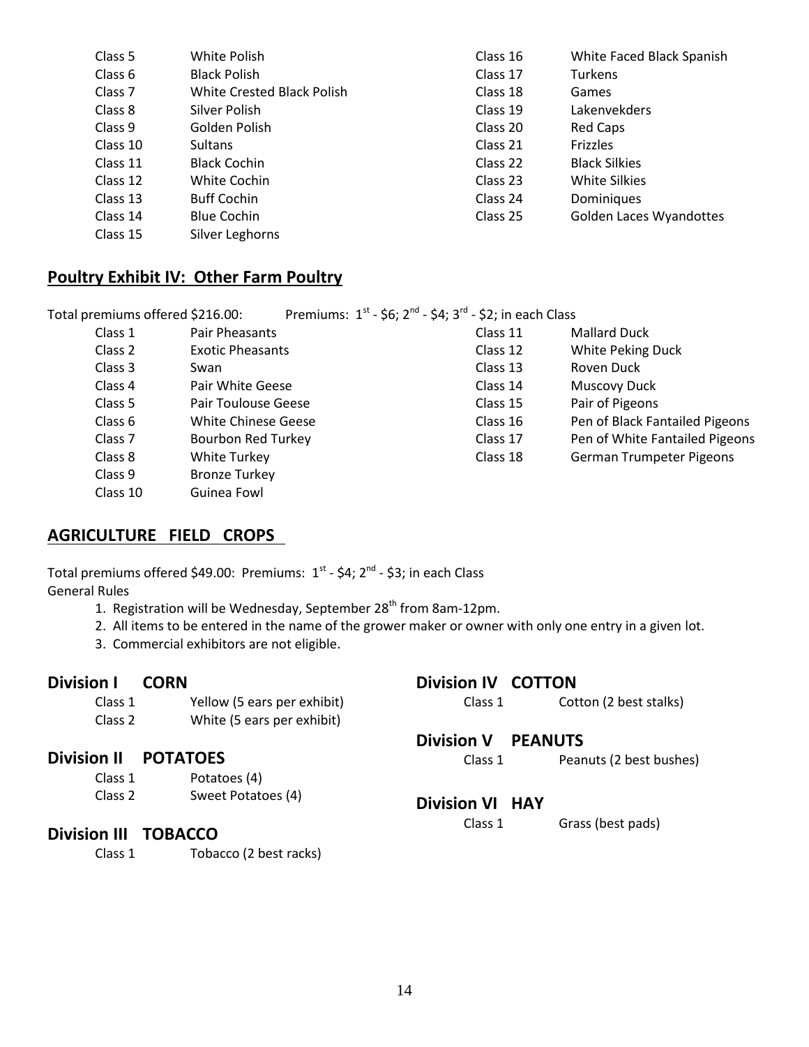| | |
|---|---|
| Class 5 | White Polish |
| Class 6 | Black Polish |
| Class 7 | White Crested Black Polish |
| Class 8 | Silver Polish |
| Class 9 | Golden Polish |
| Class 10 | Sultans |
| Class 11 | Black Cochin |
| Class 12 | White Cochin |
| Class 13 | Buff Cochin |
| Class 14 | Blue Cochin |
| Class 15 | Silver Leghorns |
| Class 16 | White Faced Black Spanish |
| Class 17 | Turkens |
| Class 18 | Games |
| Class 19 | Lakenvekders |
| Class 20 | Red Caps |
| Class 21 | Frizzles |
| Class 22 | Black Silkies |
| Class 23 | White Silkies |
| Class 24 | Dominiques |
| Class 25 | Golden Laces Wyandottes |

## Poultry Exhibit IV: Other Farm Poultry

Total premiums offered $216.00: Premiums: 1st - $6; 2nd - $4; 3rd - $2; in each Class

| | |
|---|---|
| Class 1 | Pair Pheasants |
| Class 2 | Exotic Pheasants |
| Class 3 | Swan |
| Class 4 | Pair White Geese |
| Class 5 | Pair Toulouse Geese |
| Class 6 | White Chinese Geese |
| Class 7 | Bourbon Red Turkey |
| Class 8 | White Turkey |
| Class 9 | Bronze Turkey |
| Class 10 | Guinea Fowl |
| Class 11 | Mallard Duck |
| Class 12 | White Peking Duck |
| Class 13 | Roven Duck |
| Class 14 | Muscovy Duck |
| Class 15 | Pair of Pigeons |
| Class 16 | Pen of Black Fantailed Pigeons |
| Class 17 | Pen of White Fantailed Pigeons |
| Class 18 | German Trumpeter Pigeons |

## AGRICULTURE FIELD CROPS

Total premiums offered $49.00: Premiums: 1st - $4; 2nd - $3; in each Class

General Rules

1. Registration will be Wednesday, September 28th from 8am-12pm.
2. All items to be entered in the name of the grower maker or owner with only one entry in a given lot.
3. Commercial exhibitors are not eligible.

### Division I CORN

| | |
|---|---|
| Class 1 | Yellow (5 ears per exhibit) |
| Class 2 | White (5 ears per exhibit) |

### Division II POTATOES

| | |
|---|---|
| Class 1 | Potatoes (4) |
| Class 2 | Sweet Potatoes (4) |

### Division III TOBACCO

| | |
|---|---|
| Class 1 | Tobacco (2 best racks) |

### Division IV COTTON

| | |
|---|---|
| Class 1 | Cotton (2 best stalks) |

### Division V PEANUTS

| | |
|---|---|
| Class 1 | Peanuts (2 best bushes) |

### Division VI HAY

| | |
|---|---|
| Class 1 | Grass (best pads) |